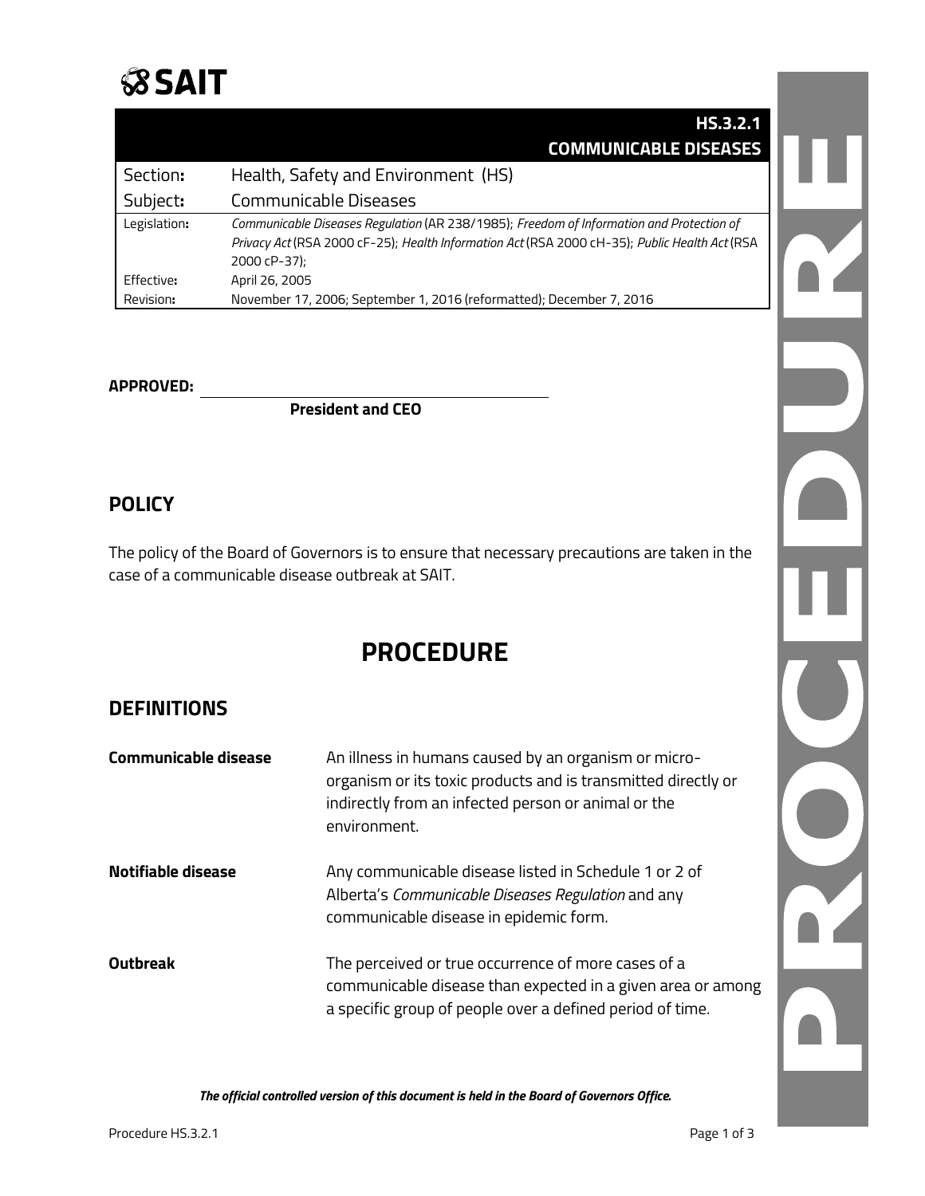SAIT

# HS.3.2.1 COMMUNICABLE DISEASES

| | |
|---|---|
| Section**:** | Health, Safety and Environment (HS) |
| Subject**:** | Communicable Diseases |
| Legislation**:** | *Communicable Diseases Regulation* (AR 238/1985); *Freedom of Information and Protection of Privacy Act* (RSA 2000 cF-25); *Health Information Act* (RSA 2000 cH-35); *Public Health Act* (RSA 2000 cP-37); |
| Effective**:** | April 26, 2005 |
| Revision**:** | November 17, 2006; September 1, 2016 (reformatted); December 7, 2016 |

**APPROVED:** ______________________________

**President and CEO**

## POLICY

The policy of the Board of Governors is to ensure that necessary precautions are taken in the case of a communicable disease outbreak at SAIT.

# PROCEDURE

## DEFINITIONS

| | |
|---|---|
| **Communicable disease** | An illness in humans caused by an organism or micro-organism or its toxic products and is transmitted directly or indirectly from an infected person or animal or the environment. |
| **Notifiable disease** | Any communicable disease listed in Schedule 1 or 2 of Alberta's *Communicable Diseases Regulation* and any communicable disease in epidemic form. |
| **Outbreak** | The perceived or true occurrence of more cases of a communicable disease than expected in a given area or among a specific group of people over a defined period of time. |

***The official controlled version of this document is held in the Board of Governors Office.***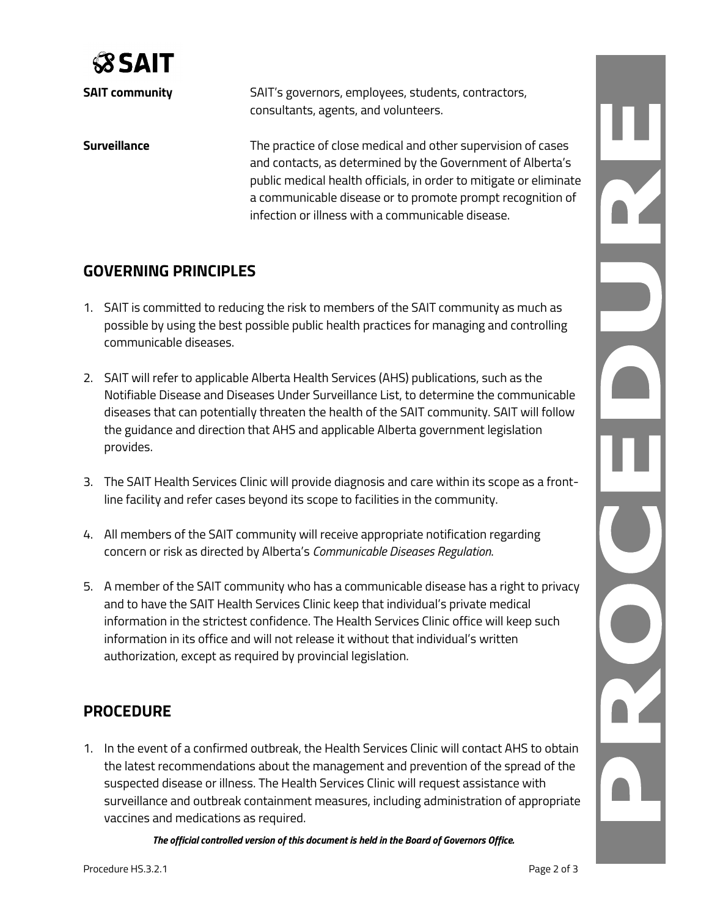| | |
|---|---|
| **SAIT community** | SAIT's governors, employees, students, contractors, consultants, agents, and volunteers. |
| **Surveillance** | The practice of close medical and other supervision of cases and contacts, as determined by the Government of Alberta's public medical health officials, in order to mitigate or eliminate a communicable disease or to promote prompt recognition of infection or illness with a communicable disease. |

## GOVERNING PRINCIPLES

1. SAIT is committed to reducing the risk to members of the SAIT community as much as possible by using the best possible public health practices for managing and controlling communicable diseases.

2. SAIT will refer to applicable Alberta Health Services (AHS) publications, such as the Notifiable Disease and Diseases Under Surveillance List, to determine the communicable diseases that can potentially threaten the health of the SAIT community. SAIT will follow the guidance and direction that AHS and applicable Alberta government legislation provides.

3. The SAIT Health Services Clinic will provide diagnosis and care within its scope as a front-line facility and refer cases beyond its scope to facilities in the community.

4. All members of the SAIT community will receive appropriate notification regarding concern or risk as directed by Alberta's *Communicable Diseases Regulation*.

5. A member of the SAIT community who has a communicable disease has a right to privacy and to have the SAIT Health Services Clinic keep that individual's private medical information in the strictest confidence. The Health Services Clinic office will keep such information in its office and will not release it without that individual's written authorization, except as required by provincial legislation.

## PROCEDURE

1. In the event of a confirmed outbreak, the Health Services Clinic will contact AHS to obtain the latest recommendations about the management and prevention of the spread of the suspected disease or illness. The Health Services Clinic will request assistance with surveillance and outbreak containment measures, including administration of appropriate vaccines and medications as required.

***The official controlled version of this document is held in the Board of Governors Office.***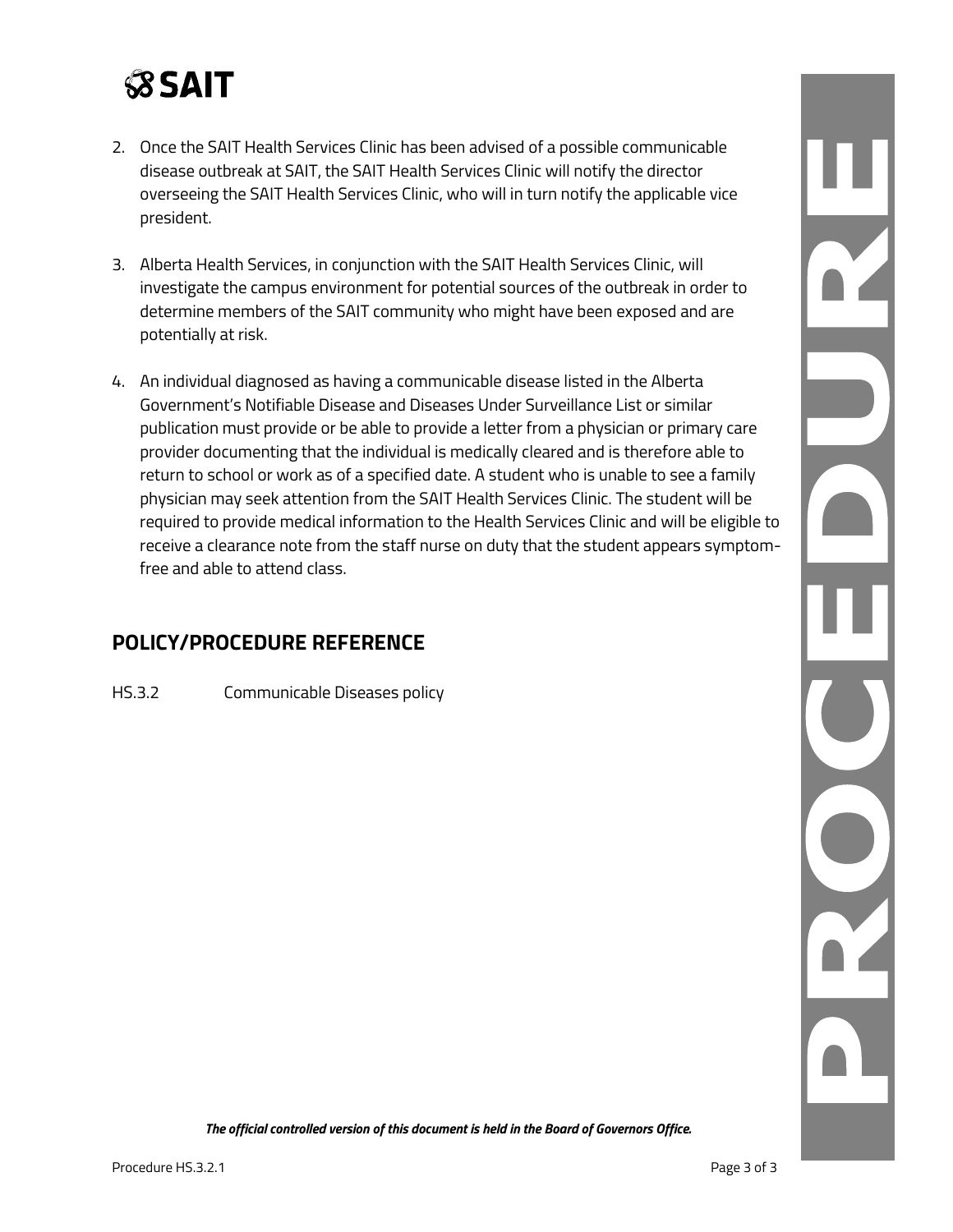2. Once the SAIT Health Services Clinic has been advised of a possible communicable disease outbreak at SAIT, the SAIT Health Services Clinic will notify the director overseeing the SAIT Health Services Clinic, who will in turn notify the applicable vice president.

3. Alberta Health Services, in conjunction with the SAIT Health Services Clinic, will investigate the campus environment for potential sources of the outbreak in order to determine members of the SAIT community who might have been exposed and are potentially at risk.

4. An individual diagnosed as having a communicable disease listed in the Alberta Government's Notifiable Disease and Diseases Under Surveillance List or similar publication must provide or be able to provide a letter from a physician or primary care provider documenting that the individual is medically cleared and is therefore able to return to school or work as of a specified date. A student who is unable to see a family physician may seek attention from the SAIT Health Services Clinic. The student will be required to provide medical information to the Health Services Clinic and will be eligible to receive a clearance note from the staff nurse on duty that the student appears symptom-free and able to attend class.

## POLICY/PROCEDURE REFERENCE

HS.3.2 Communicable Diseases policy

***The official controlled version of this document is held in the Board of Governors Office.***